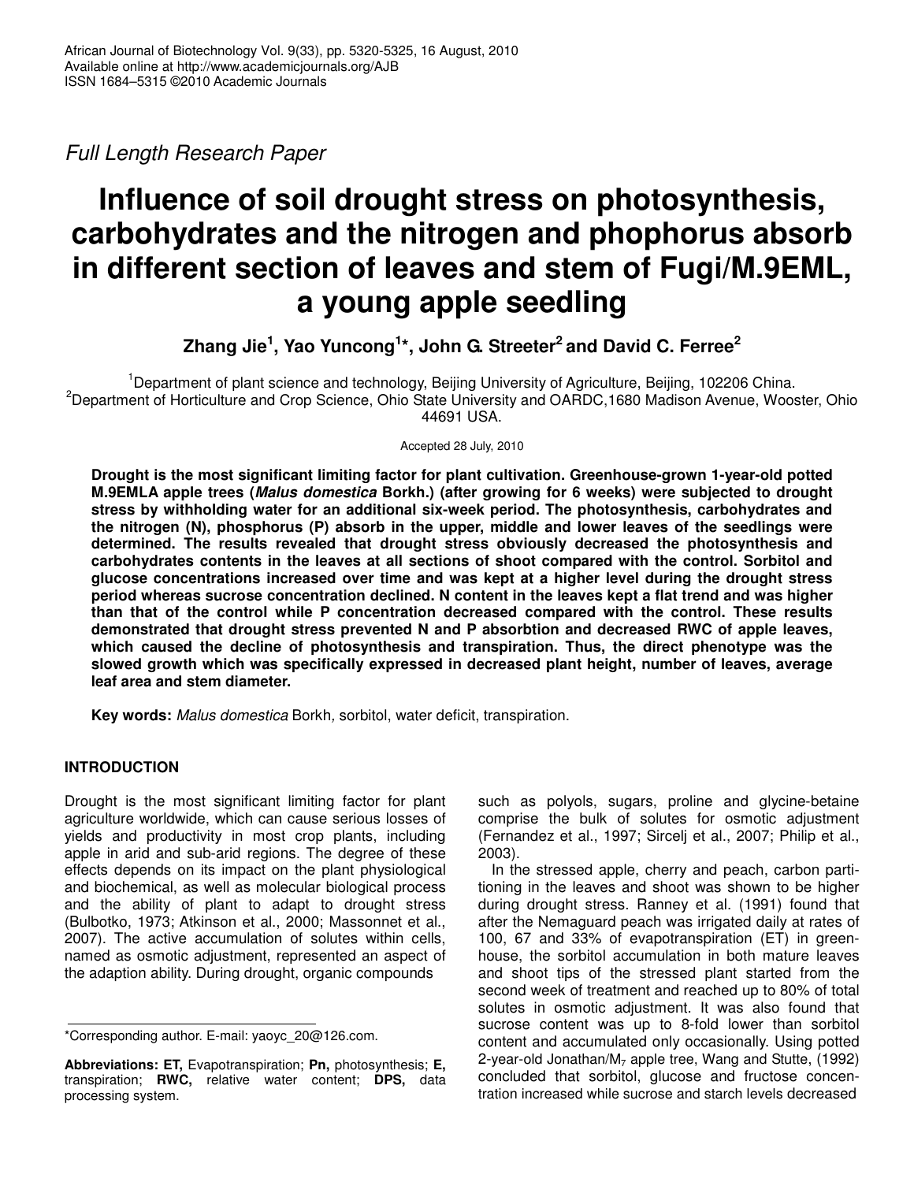*Full Length Research Paper*

# Influence of soil drought stress on photosynthesis, carbohydrates and the nitrogen and phophorus absorb in different section of leaves and stem of Fugi/M.9EML, a young apple seedling

**Zhang Jie[1], Yao Yuncong[1]*, John G. Streeter[2] and David C. Ferree[2]**

[1]Department of plant science and technology, Beijing University of Agriculture, Beijing, 102206 China.
[2]Department of Horticulture and Crop Science, Ohio State University and OARDC,1680 Madison Avenue, Wooster, Ohio 44691 USA.

Accepted 28 July, 2010

**Drought is the most significant limiting factor for plant cultivation. Greenhouse-grown 1-year-old potted M.9EMLA apple trees (*Malus domestica* Borkh.) (after growing for 6 weeks) were subjected to drought stress by withholding water for an additional six-week period. The photosynthesis, carbohydrates and the nitrogen (N), phosphorus (P) absorb in the upper, middle and lower leaves of the seedlings were determined. The results revealed that drought stress obviously decreased the photosynthesis and carbohydrates contents in the leaves at all sections of shoot compared with the control. Sorbitol and glucose concentrations increased over time and was kept at a higher level during the drought stress period whereas sucrose concentration declined. N content in the leaves kept a flat trend and was higher than that of the control while P concentration decreased compared with the control. These results demonstrated that drought stress prevented N and P absorbtion and decreased RWC of apple leaves, which caused the decline of photosynthesis and transpiration. Thus, the direct phenotype was the slowed growth which was specifically expressed in decreased plant height, number of leaves, average leaf area and stem diameter.**

**Key words:** *Malus domestica* Borkh*,* sorbitol, water deficit, transpiration.

## INTRODUCTION

Drought is the most significant limiting factor for plant agriculture worldwide, which can cause serious losses of yields and productivity in most crop plants, including apple in arid and sub-arid regions. The degree of these effects depends on its impact on the plant physiological and biochemical, as well as molecular biological process and the ability of plant to adapt to drought stress (Bulbotko, 1973; Atkinson et al., 2000; Massonnet et al., 2007). The active accumulation of solutes within cells, named as osmotic adjustment, represented an aspect of the adaption ability. During drought, organic compounds such as polyols, sugars, proline and glycine-betaine comprise the bulk of solutes for osmotic adjustment (Fernandez et al., 1997; Sircelj et al., 2007; Philip et al., 2003).

In the stressed apple, cherry and peach, carbon partitioning in the leaves and shoot was shown to be higher during drought stress. Ranney et al. (1991) found that after the Nemaguard peach was irrigated daily at rates of 100, 67 and 33% of evapotranspiration (ET) in greenhouse, the sorbitol accumulation in both mature leaves and shoot tips of the stressed plant started from the second week of treatment and reached up to 80% of total solutes in osmotic adjustment. It was also found that sucrose content was up to 8-fold lower than sorbitol content and accumulated only occasionally. Using potted 2-year-old Jonathan/$M_7$ apple tree, Wang and Stutte, (1992) concluded that sorbitol, glucose and fructose concentration increased while sucrose and starch levels decreased

*Corresponding author. E-mail: yaoyc_20@126.com.

**Abbreviations: ET,** Evapotranspiration; **Pn,** photosynthesis; **E,** transpiration; **RWC,** relative water content; **DPS,** data processing system.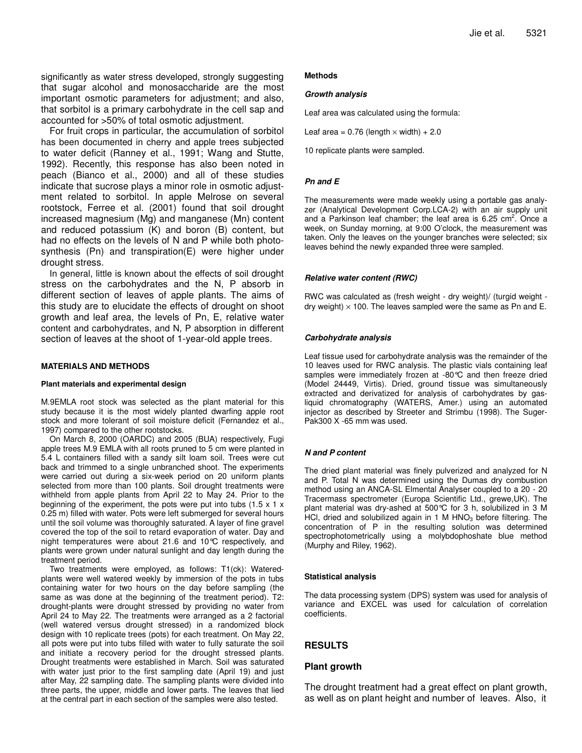significantly as water stress developed, strongly suggesting that sugar alcohol and monosaccharide are the most important osmotic parameters for adjustment; and also, that sorbitol is a primary carbohydrate in the cell sap and accounted for >50% of total osmotic adjustment.

For fruit crops in particular, the accumulation of sorbitol has been documented in cherry and apple trees subjected to water deficit (Ranney et al., 1991; Wang and Stutte, 1992). Recently, this response has also been noted in peach (Bianco et al., 2000) and all of these studies indicate that sucrose plays a minor role in osmotic adjustment related to sorbitol. In apple Melrose on several rootstock, Ferree et al. (2001) found that soil drought increased magnesium (Mg) and manganese (Mn) content and reduced potassium (K) and boron (B) content, but had no effects on the levels of N and P while both photosynthesis (Pn) and transpiration(E) were higher under drought stress.

In general, little is known about the effects of soil drought stress on the carbohydrates and the N, P absorb in different section of leaves of apple plants. The aims of this study are to elucidate the effects of drought on shoot growth and leaf area, the levels of Pn, E, relative water content and carbohydrates, and N, P absorption in different section of leaves at the shoot of 1-year-old apple trees.

## MATERIALS AND METHODS

### Plant materials and experimental design

M.9EMLA root stock was selected as the plant material for this study because it is the most widely planted dwarfing apple root stock and more tolerant of soil moisture deficit (Fernandez et al., 1997) compared to the other rootstocks.

On March 8, 2000 (OARDC) and 2005 (BUA) respectively, Fugi apple trees M.9 EMLA with all roots pruned to 5 cm were planted in 5.4 L containers filled with a sandy silt loam soil. Trees were cut back and trimmed to a single unbranched shoot. The experiments were carried out during a six-week period on 20 uniform plants selected from more than 100 plants. Soil drought treatments were withheld from apple plants from April 22 to May 24. Prior to the beginning of the experiment, the pots were put into tubs (1.5 x 1 x 0.25 m) filled with water. Pots were left submerged for several hours until the soil volume was thoroughly saturated. A layer of fine gravel covered the top of the soil to retard evaporation of water. Day and night temperatures were about 21.6 and 10°C respectively, and plants were grown under natural sunlight and day length during the treatment period.

Two treatments were employed, as follows: T1(ck): Watered-plants were well watered weekly by immersion of the pots in tubs containing water for two hours on the day before sampling (the same as was done at the beginning of the treatment period). T2: drought-plants were drought stressed by providing no water from April 24 to May 22. The treatments were arranged as a 2 factorial (well watered versus drought stressed) in a randomized block design with 10 replicate trees (pots) for each treatment. On May 22, all pots were put into tubs filled with water to fully saturate the soil and initiate a recovery period for the drought stressed plants. Drought treatments were established in March. Soil was saturated with water just prior to the first sampling date (April 19) and just after May, 22 sampling date. The sampling plants were divided into three parts, the upper, middle and lower parts. The leaves that lied at the central part in each section of the samples were also tested.

### Methods

#### *Growth analysis*

Leaf area was calculated using the formula:

Leaf area = 0.76 (length $\times$ width) + 2.0

10 replicate plants were sampled.

#### *Pn and E*

The measurements were made weekly using a portable gas analyzer (Analytical Development Corp.LCA-2) with an air supply unit and a Parkinson leaf chamber; the leaf area is 6.25 $cm^2$. Once a week, on Sunday morning, at 9:00 O'clock, the measurement was taken. Only the leaves on the younger branches were selected; six leaves behind the newly expanded three were sampled.

#### *Relative water content (RWC)*

RWC was calculated as (fresh weight - dry weight)/ (turgid weight - dry weight) $\times$ 100. The leaves sampled were the same as Pn and E.

#### *Carbohydrate analysis*

Leaf tissue used for carbohydrate analysis was the remainder of the 10 leaves used for RWC analysis. The plastic vials containing leaf samples were immediately frozen at -80°C and then freeze dried (Model 24449, Virtis). Dried, ground tissue was simultaneously extracted and derivatized for analysis of carbohydrates by gas-liquid chromatography (WATERS, Amer.) using an automated injector as described by Streeter and Strimbu (1998). The Suger-Pak300 X -65 mm was used.

#### *N and P content*

The dried plant material was finely pulverized and analyzed for N and P. Total N was determined using the Dumas dry combustion method using an ANCA-SL Elmental Analyser coupled to a 20 - 20 Tracermass spectrometer (Europa Scientific Ltd., grewe,UK). The plant material was dry-ashed at 500°C for 3 h, solubilized in 3 M HCl, dried and solubilized again in 1 M $HNO_3$ before filtering. The concentration of P in the resulting solution was determined spectrophotometrically using a molybdophoshate blue method (Murphy and Riley, 1962).

### Statistical analysis

The data processing system (DPS) system was used for analysis of variance and EXCEL was used for calculation of correlation coefficients.

## RESULTS

### Plant growth

The drought treatment had a great effect on plant growth, as well as on plant height and number of leaves. Also, it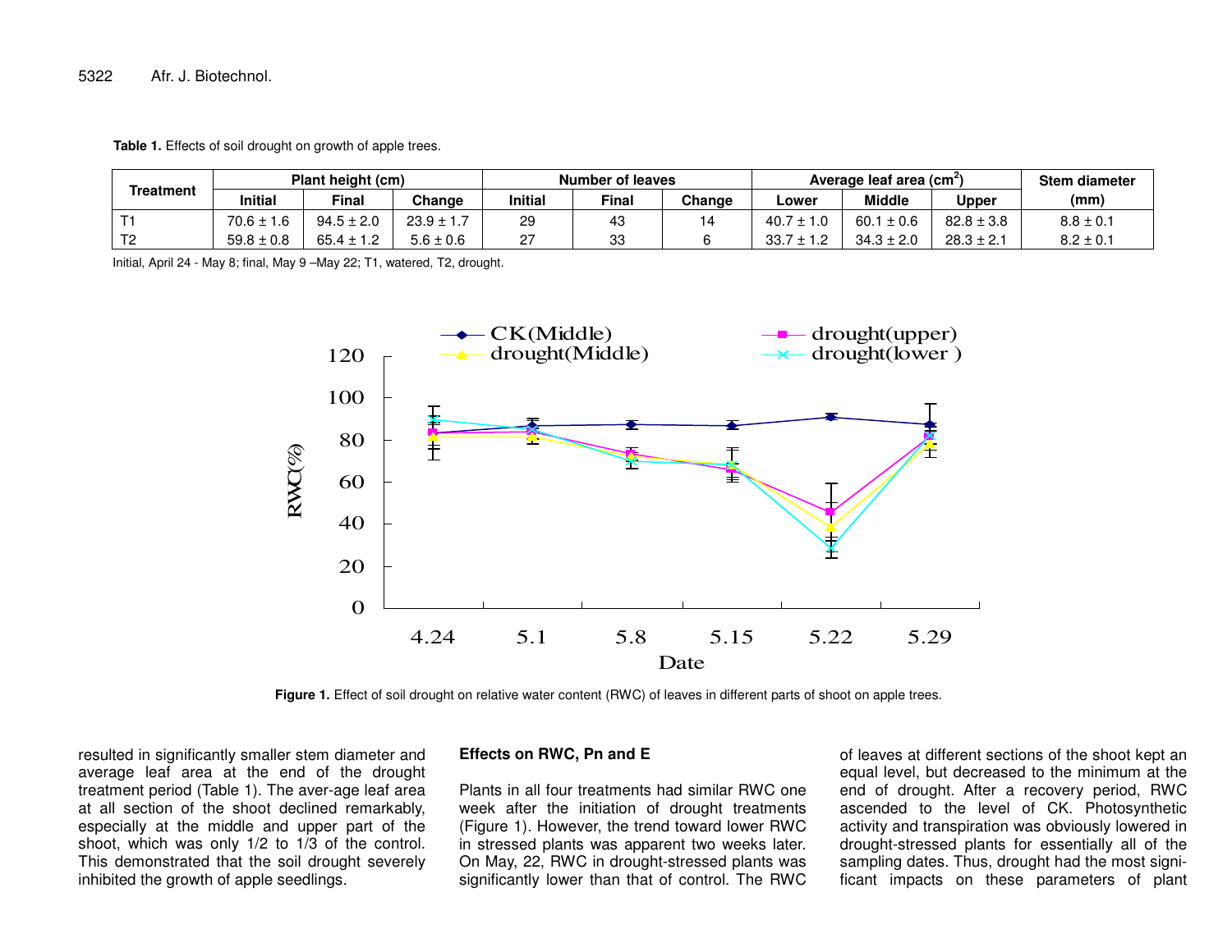**Table 1.** Effects of soil drought on growth of apple trees.

| Treatment | Plant height (cm) | | | Number of leaves | | | Average leaf area ($cm^2$) | | | Stem diameter (mm) |
|---|---|---|---|---|---|---|---|---|---|---|
| | Initial | Final | Change | Initial | Final | Change | Lower | Middle | Upper | |
| T1 | 70.6 ± 1.6 | 94.5 ± 2.0 | 23.9 ± 1.7 | 29 | 43 | 14 | 40.7 ± 1.0 | 60.1 ± 0.6 | 82.8 ± 3.8 | 8.8 ± 0.1 |
| T2 | 59.8 ± 0.8 | 65.4 ± 1.2 | 5.6 ± 0.6 | 27 | 33 | 6 | 33.7 ± 1.2 | 34.3 ± 2.0 | 28.3 ± 2.1 | 8.2 ± 0.1 |

Initial, April 24 - May 8; final, May 9 –May 22; T1, watered, T2, drought.

**Figure 1.** Effect of soil drought on relative water content (RWC) of leaves in different parts of shoot on apple trees.

resulted in significantly smaller stem diameter and average leaf area at the end of the drought treatment period (Table 1). The aver-age leaf area at all section of the shoot declined remarkably, especially at the middle and upper part of the shoot, which was only 1/2 to 1/3 of the control. This demonstrated that the soil drought severely inhibited the growth of apple seedlings.

### Effects on RWC, Pn and E

Plants in all four treatments had similar RWC one week after the initiation of drought treatments (Figure 1). However, the trend toward lower RWC in stressed plants was apparent two weeks later. On May, 22, RWC in drought-stressed plants was significantly lower than that of control. The RWC of leaves at different sections of the shoot kept an equal level, but decreased to the minimum at the end of drought. After a recovery period, RWC ascended to the level of CK. Photosynthetic activity and transpiration was obviously lowered in drought-stressed plants for essentially all of the sampling dates. Thus, drought had the most significant impacts on these parameters of plant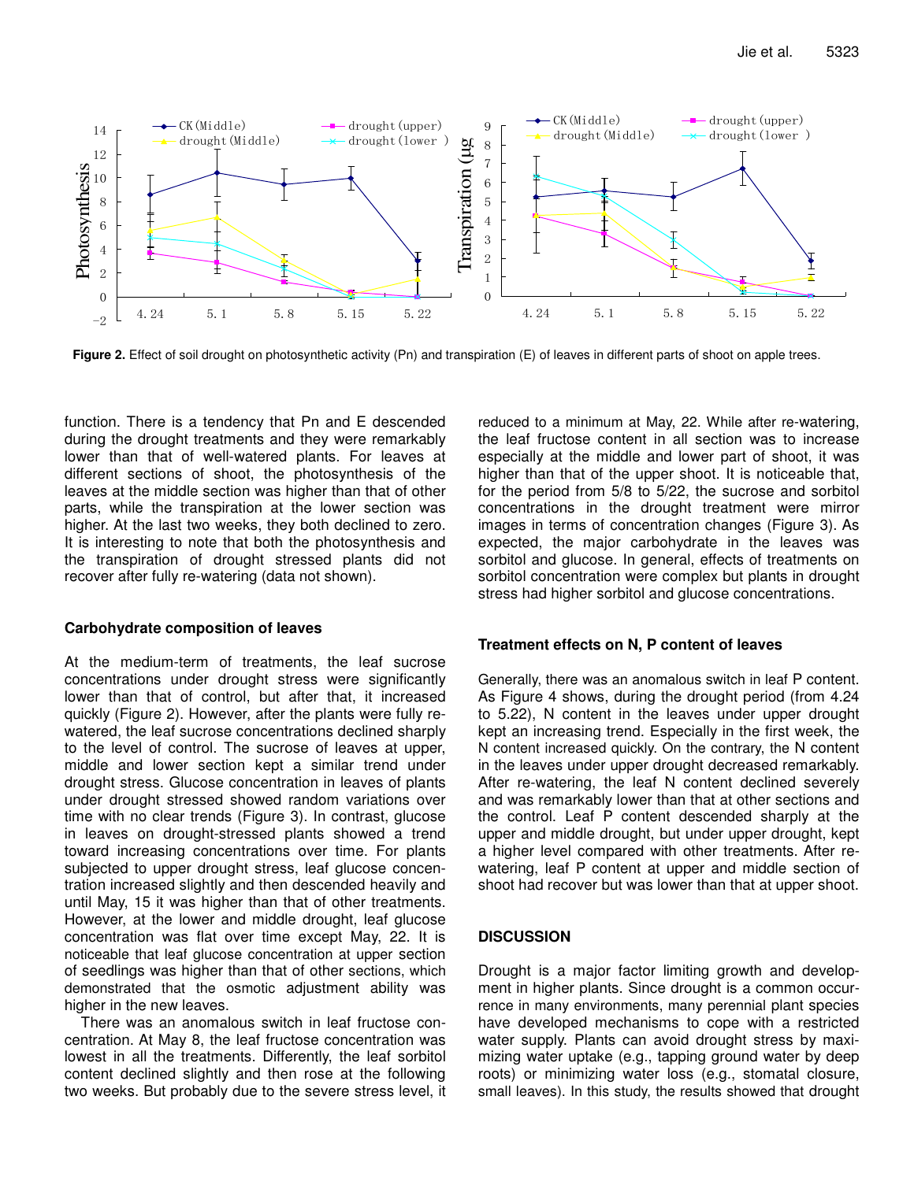**Figure 2.** Effect of soil drought on photosynthetic activity (Pn) and transpiration (E) of leaves in different parts of shoot on apple trees.

function. There is a tendency that Pn and E descended during the drought treatments and they were remarkably lower than that of well-watered plants. For leaves at different sections of shoot, the photosynthesis of the leaves at the middle section was higher than that of other parts, while the transpiration at the lower section was higher. At the last two weeks, they both declined to zero. It is interesting to note that both the photosynthesis and the transpiration of drought stressed plants did not recover after fully re-watering (data not shown).

### Carbohydrate composition of leaves

At the medium-term of treatments, the leaf sucrose concentrations under drought stress were significantly lower than that of control, but after that, it increased quickly (Figure 2). However, after the plants were fully re-watered, the leaf sucrose concentrations declined sharply to the level of control. The sucrose of leaves at upper, middle and lower section kept a similar trend under drought stress. Glucose concentration in leaves of plants under drought stressed showed random variations over time with no clear trends (Figure 3). In contrast, glucose in leaves on drought-stressed plants showed a trend toward increasing concentrations over time. For plants subjected to upper drought stress, leaf glucose concentration increased slightly and then descended heavily and until May, 15 it was higher than that of other treatments. However, at the lower and middle drought, leaf glucose concentration was flat over time except May, 22. It is noticeable that leaf glucose concentration at upper section of seedlings was higher than that of other sections, which demonstrated that the osmotic adjustment ability was higher in the new leaves.

There was an anomalous switch in leaf fructose concentration. At May 8, the leaf fructose concentration was lowest in all the treatments. Differently, the leaf sorbitol content declined slightly and then rose at the following two weeks. But probably due to the severe stress level, it reduced to a minimum at May, 22. While after re-watering, the leaf fructose content in all section was to increase especially at the middle and lower part of shoot, it was higher than that of the upper shoot. It is noticeable that, for the period from 5/8 to 5/22, the sucrose and sorbitol concentrations in the drought treatment were mirror images in terms of concentration changes (Figure 3). As expected, the major carbohydrate in the leaves was sorbitol and glucose. In general, effects of treatments on sorbitol concentration were complex but plants in drought stress had higher sorbitol and glucose concentrations.

### Treatment effects on N, P content of leaves

Generally, there was an anomalous switch in leaf P content. As Figure 4 shows, during the drought period (from 4.24 to 5.22), N content in the leaves under upper drought kept an increasing trend. Especially in the first week, the N content increased quickly. On the contrary, the N content in the leaves under upper drought decreased remarkably. After re-watering, the leaf N content declined severely and was remarkably lower than that at other sections and the control. Leaf P content descended sharply at the upper and middle drought, but under upper drought, kept a higher level compared with other treatments. After re-watering, leaf P content at upper and middle section of shoot had recover but was lower than that at upper shoot.

## DISCUSSION

Drought is a major factor limiting growth and development in higher plants. Since drought is a common occurrence in many environments, many perennial plant species have developed mechanisms to cope with a restricted water supply. Plants can avoid drought stress by maximizing water uptake (e.g., tapping ground water by deep roots) or minimizing water loss (e.g., stomatal closure, small leaves). In this study, the results showed that drought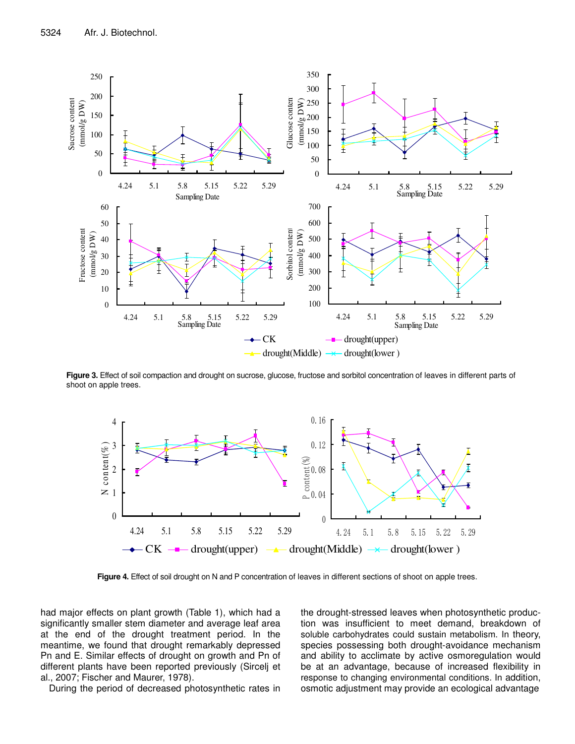**Figure 3.** Effect of soil compaction and drought on sucrose, glucose, fructose and sorbitol concentration of leaves in different parts of shoot on apple trees.

**Figure 4.** Effect of soil drought on N and P concentration of leaves in different sections of shoot on apple trees.

had major effects on plant growth (Table 1), which had a significantly smaller stem diameter and average leaf area at the end of the drought treatment period. In the meantime, we found that drought remarkably depressed Pn and E. Similar effects of drought on growth and Pn of different plants have been reported previously (Sircelj et al., 2007; Fischer and Maurer, 1978).

During the period of decreased photosynthetic rates in the drought-stressed leaves when photosynthetic production was insufficient to meet demand, breakdown of soluble carbohydrates could sustain metabolism. In theory, species possessing both drought-avoidance mechanism and ability to acclimate by active osmoregulation would be at an advantage, because of increased flexibility in response to changing environmental conditions. In addition, osmotic adjustment may provide an ecological advantage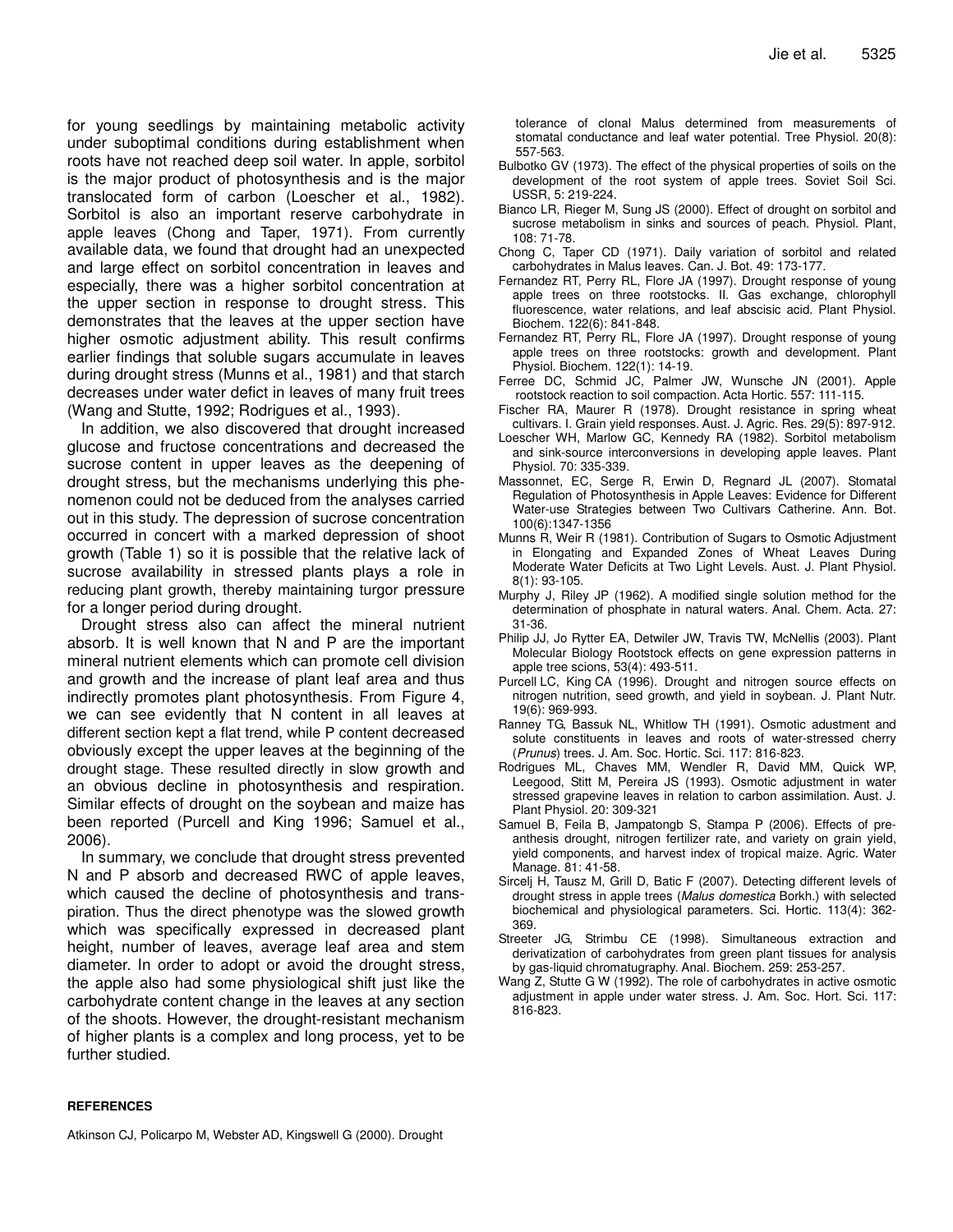for young seedlings by maintaining metabolic activity under suboptimal conditions during establishment when roots have not reached deep soil water. In apple, sorbitol is the major product of photosynthesis and is the major translocated form of carbon (Loescher et al., 1982). Sorbitol is also an important reserve carbohydrate in apple leaves (Chong and Taper, 1971). From currently available data, we found that drought had an unexpected and large effect on sorbitol concentration in leaves and especially, there was a higher sorbitol concentration at the upper section in response to drought stress. This demonstrates that the leaves at the upper section have higher osmotic adjustment ability. This result confirms earlier findings that soluble sugars accumulate in leaves during drought stress (Munns et al., 1981) and that starch decreases under water deficit in leaves of many fruit trees (Wang and Stutte, 1992; Rodrigues et al., 1993).

In addition, we also discovered that drought increased glucose and fructose concentrations and decreased the sucrose content in upper leaves as the deepening of drought stress, but the mechanisms underlying this phenomenon could not be deduced from the analyses carried out in this study. The depression of sucrose concentration occurred in concert with a marked depression of shoot growth (Table 1) so it is possible that the relative lack of sucrose availability in stressed plants plays a role in reducing plant growth, thereby maintaining turgor pressure for a longer period during drought.

Drought stress also can affect the mineral nutrient absorb. It is well known that N and P are the important mineral nutrient elements which can promote cell division and growth and the increase of plant leaf area and thus indirectly promotes plant photosynthesis. From Figure 4, we can see evidently that N content in all leaves at different section kept a flat trend, while P content decreased obviously except the upper leaves at the beginning of the drought stage. These resulted directly in slow growth and an obvious decline in photosynthesis and respiration. Similar effects of drought on the soybean and maize has been reported (Purcell and King 1996; Samuel et al., 2006).

In summary, we conclude that drought stress prevented N and P absorb and decreased RWC of apple leaves, which caused the decline of photosynthesis and transpiration. Thus the direct phenotype was the slowed growth which was specifically expressed in decreased plant height, number of leaves, average leaf area and stem diameter. In order to adopt or avoid the drought stress, the apple also had some physiological shift just like the carbohydrate content change in the leaves at any section of the shoots. However, the drought-resistant mechanism of higher plants is a complex and long process, yet to be further studied.

## REFERENCES

Atkinson CJ, Policarpo M, Webster AD, Kingswell G (2000). Drought tolerance of clonal Malus determined from measurements of stomatal conductance and leaf water potential. Tree Physiol. 20(8): 557-563.

Bulbotko GV (1973). The effect of the physical properties of soils on the development of the root system of apple trees. Soviet Soil Sci. USSR, 5: 219-224.

Bianco LR, Rieger M, Sung JS (2000). Effect of drought on sorbitol and sucrose metabolism in sinks and sources of peach. Physiol. Plant, 108: 71-78.

Chong C, Taper CD (1971). Daily variation of sorbitol and related carbohydrates in Malus leaves. Can. J. Bot. 49: 173-177.

Fernandez RT, Perry RL, Flore JA (1997). Drought response of young apple trees on three rootstocks. II. Gas exchange, chlorophyll fluorescence, water relations, and leaf abscisic acid. Plant Physiol. Biochem. 122(6): 841-848.

Fernandez RT, Perry RL, Flore JA (1997). Drought response of young apple trees on three rootstocks: growth and development. Plant Physiol. Biochem. 122(1): 14-19.

Ferree DC, Schmid JC, Palmer JW, Wunsche JN (2001). Apple rootstock reaction to soil compaction. Acta Hortic. 557: 111-115.

Fischer RA, Maurer R (1978). Drought resistance in spring wheat cultivars. I. Grain yield responses. Aust. J. Agric. Res. 29(5): 897-912.

Loescher WH, Marlow GC, Kennedy RA (1982). Sorbitol metabolism and sink-source interconversions in developing apple leaves. Plant Physiol. 70: 335-339.

Massonnet, EC, Serge R, Erwin D, Regnard JL (2007). Stomatal Regulation of Photosynthesis in Apple Leaves: Evidence for Different Water-use Strategies between Two Cultivars Catherine. Ann. Bot. 100(6):1347-1356

Munns R, Weir R (1981). Contribution of Sugars to Osmotic Adjustment in Elongating and Expanded Zones of Wheat Leaves During Moderate Water Deficits at Two Light Levels. Aust. J. Plant Physiol. 8(1): 93-105.

Murphy J, Riley JP (1962). A modified single solution method for the determination of phosphate in natural waters. Anal. Chem. Acta. 27: 31-36.

Philip JJ, Jo Rytter EA, Detwiler JW, Travis TW, McNellis (2003). Plant Molecular Biology Rootstock effects on gene expression patterns in apple tree scions, 53(4): 493-511.

Purcell LC, King CA (1996). Drought and nitrogen source effects on nitrogen nutrition, seed growth, and yield in soybean. J. Plant Nutr. 19(6): 969-993.

Ranney TG, Bassuk NL, Whitlow TH (1991). Osmotic adustment and solute constituents in leaves and roots of water-stressed cherry (*Prunus*) trees. J. Am. Soc. Hortic. Sci. 117: 816-823.

Rodrigues ML, Chaves MM, Wendler R, David MM, Quick WP, Leegood, Stitt M, Pereira JS (1993). Osmotic adjustment in water stressed grapevine leaves in relation to carbon assimilation. Aust. J. Plant Physiol. 20: 309-321

Samuel B, Feila B, Jampatongb S, Stampa P (2006). Effects of pre-anthesis drought, nitrogen fertilizer rate, and variety on grain yield, yield components, and harvest index of tropical maize. Agric. Water Manage. 81: 41-58.

Sircelj H, Tausz M, Grill D, Batic F (2007). Detecting different levels of drought stress in apple trees (*Malus domestica* Borkh.) with selected biochemical and physiological parameters. Sci. Hortic. 113(4): 362-369.

Streeter JG, Strimbu CE (1998). Simultaneous extraction and derivatization of carbohydrates from green plant tissues for analysis by gas-liquid chromatugraphy. Anal. Biochem. 259: 253-257.

Wang Z, Stutte G W (1992). The role of carbohydrates in active osmotic adjustment in apple under water stress. J. Am. Soc. Hort. Sci. 117: 816-823.